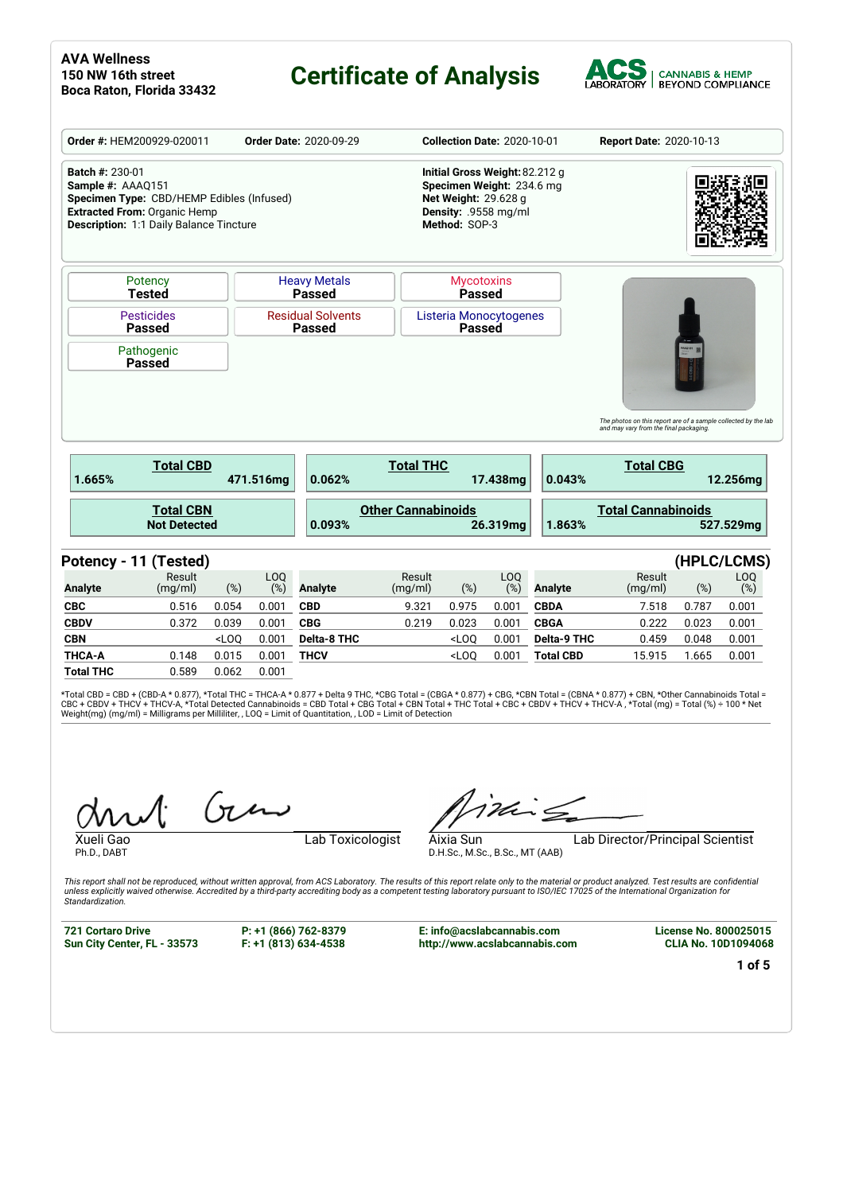**AVA Wellness**
**150 NW 16th street**
**Boca Raton, Florida 33432**

# Certificate of Analysis

ACS LABORATORY | CANNABIS & HEMP BEYOND COMPLIANCE

**Order #:** HEM200929-020011 **Order Date:** 2020-09-29 **Collection Date:** 2020-10-01 **Report Date:** 2020-10-13

**Batch #:** 230-01
**Sample #:** AAAQ151
**Specimen Type:** CBD/HEMP Edibles (Infused)
**Extracted From:** Organic Hemp
**Description:** 1:1 Daily Balance Tincture

**Initial Gross Weight:** 82.212 g
**Specimen Weight:** 234.6 mg
**Net Weight:** 29.628 g
**Density:** .9558 mg/ml
**Method:** SOP-3

| Potency | Heavy Metals | Mycotoxins |
|---|---|---|
| **Tested** | **Passed** | **Passed** |

| Pesticides | Residual Solvents | Listeria Monocytogenes |
|---|---|---|
| **Passed** | **Passed** | **Passed** |

| Pathogenic |
|---|
| **Passed** |

*The photos on this report are of a sample collected by the lab and may vary from the final packaging.*

| Total CBD | Total THC | Total CBG |
|---|---|---|
| 1.665% 471.516mg | 0.062% 17.438mg | 0.043% 12.256mg |

| Total CBN | Other Cannabinoids | Total Cannabinoids |
|---|---|---|
| Not Detected | 0.093% 26.319mg | 1.863% 527.529mg |

## Potency - 11 (Tested) (HPLC/LCMS)

| Analyte | Result (mg/ml) | (%) | LOQ (%) | Analyte | Result (mg/ml) | (%) | LOQ (%) | Analyte | Result (mg/ml) | (%) | LOQ (%) |
|---|---|---|---|---|---|---|---|---|---|---|---|
| **CBC** | 0.516 | 0.054 | 0.001 | **CBD** | 9.321 | 0.975 | 0.001 | **CBDA** | 7.518 | 0.787 | 0.001 |
| **CBDV** | 0.372 | 0.039 | 0.001 | **CBG** | 0.219 | 0.023 | 0.001 | **CBGA** | 0.222 | 0.023 | 0.001 |
| **CBN** | | <LOQ | 0.001 | **Delta-8 THC** | | <LOQ | 0.001 | **Delta-9 THC** | 0.459 | 0.048 | 0.001 |
| **THCA-A** | 0.148 | 0.015 | 0.001 | **THCV** | | <LOQ | 0.001 | **Total CBD** | 15.915 | 1.665 | 0.001 |
| **Total THC** | 0.589 | 0.062 | 0.001 | | | | | | | | |

*Total CBD = CBD + (CBD-A * 0.877), *Total THC = THCA-A * 0.877 + Delta 9 THC, *CBG Total = (CBGA * 0.877) + CBG, *CBN Total = (CBNA * 0.877) + CBN, *Other Cannabinoids Total = CBC + CBDV + THCV + THCV-A, *Total Detected Cannabinoids = CBD Total + CBG Total + CBN Total + THC Total + CBC + CBDV + THCV + THCV-A , *Total (mg) = Total (%) ÷ 100 * Net Weight(mg) (mg/ml) = Milligrams per Milliliter, , LOQ = Limit of Quantitation, , LOD = Limit of Detection

Xueli Gao
Ph.D., DABT
Lab Toxicologist

Aixia Sun
D.H.Sc., M.Sc., B.Sc., MT (AAB)
Lab Director/Principal Scientist

*This report shall not be reproduced, without written approval, from ACS Laboratory. The results of this report relate only to the material or product analyzed. Test results are confidential unless explicitly waived otherwise. Accredited by a third-party accrediting body as a competent testing laboratory pursuant to ISO/IEC 17025 of the International Organization for Standardization.*

**721 Cortaro Drive**
**Sun City Center, FL - 33573**

**P: +1 (866) 762-8379**
**F: +1 (813) 634-4538**

**E: info@acslabcannabis.com**
**http://www.acslabcannabis.com**

**License No. 800025015**
**CLIA No. 10D1094068**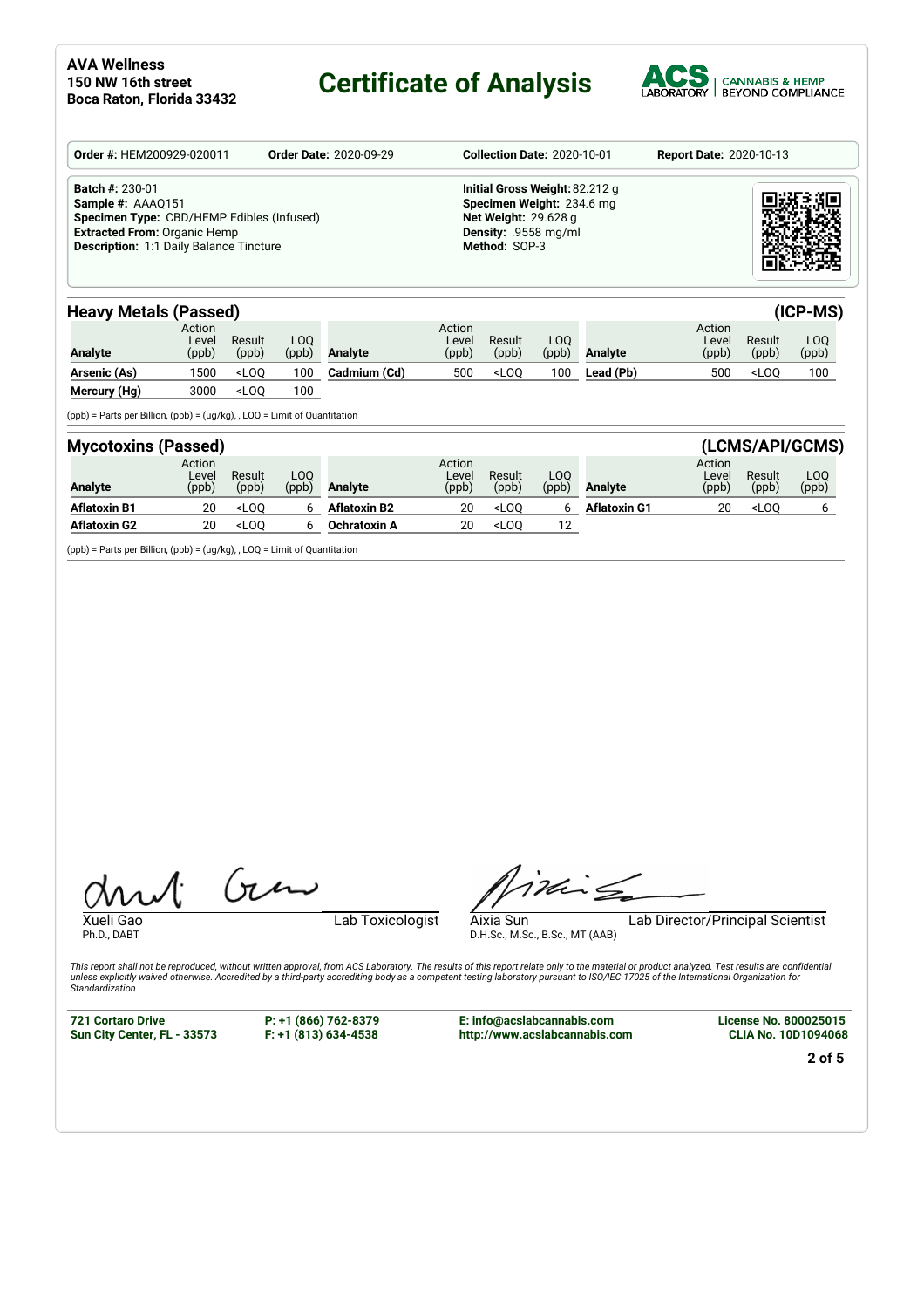**AVA Wellness**
**150 NW 16th street**
**Boca Raton, Florida 33432**

# Certificate of Analysis

ACS LABORATORY | CANNABIS & HEMP BEYOND COMPLIANCE

**Order #:** HEM200929-020011 **Order Date:** 2020-09-29 **Collection Date:** 2020-10-01 **Report Date:** 2020-10-13

**Batch #:** 230-01
**Sample #:** AAAQ151
**Specimen Type:** CBD/HEMP Edibles (Infused)
**Extracted From:** Organic Hemp
**Description:** 1:1 Daily Balance Tincture

**Initial Gross Weight:** 82.212 g
**Specimen Weight:** 234.6 mg
**Net Weight:** 29.628 g
**Density:** .9558 mg/ml
**Method:** SOP-3

## Heavy Metals (Passed) (ICP-MS)

| Analyte | Action Level (ppb) | Result (ppb) | LOQ (ppb) | Analyte | Action Level (ppb) | Result (ppb) | LOQ (ppb) | Analyte | Action Level (ppb) | Result (ppb) | LOQ (ppb) |
|---|---|---|---|---|---|---|---|---|---|---|---|
| **Arsenic (As)** | 1500 | <LOQ | 100 | **Cadmium (Cd)** | 500 | <LOQ | 100 | **Lead (Pb)** | 500 | <LOQ | 100 |
| **Mercury (Hg)** | 3000 | <LOQ | 100 | | | | | | | | |

(ppb) = Parts per Billion, (ppb) = (µg/kg), , LOQ = Limit of Quantitation

## Mycotoxins (Passed) (LCMS/API/GCMS)

| Analyte | Action Level (ppb) | Result (ppb) | LOQ (ppb) | Analyte | Action Level (ppb) | Result (ppb) | LOQ (ppb) | Analyte | Action Level (ppb) | Result (ppb) | LOQ (ppb) |
|---|---|---|---|---|---|---|---|---|---|---|---|
| **Aflatoxin B1** | 20 | <LOQ | 6 | **Aflatoxin B2** | 20 | <LOQ | 6 | **Aflatoxin G1** | 20 | <LOQ | 6 |
| **Aflatoxin G2** | 20 | <LOQ | 6 | **Ochratoxin A** | 20 | <LOQ | 12 | | | | |

(ppb) = Parts per Billion, (ppb) = (µg/kg), , LOQ = Limit of Quantitation

Xueli Gao
Ph.D., DABT
Lab Toxicologist

Aixia Sun
D.H.Sc., M.Sc., B.Sc., MT (AAB)
Lab Director/Principal Scientist

*This report shall not be reproduced, without written approval, from ACS Laboratory. The results of this report relate only to the material or product analyzed. Test results are confidential unless explicitly waived otherwise. Accredited by a third-party accrediting body as a competent testing laboratory pursuant to ISO/IEC 17025 of the International Organization for Standardization.*

**721 Cortaro Drive**
**Sun City Center, FL - 33573**

**P: +1 (866) 762-8379**
**F: +1 (813) 634-4538**

**E: info@acslabcannabis.com**
**http://www.acslabcannabis.com**

**License No. 800025015**
**CLIA No. 10D1094068**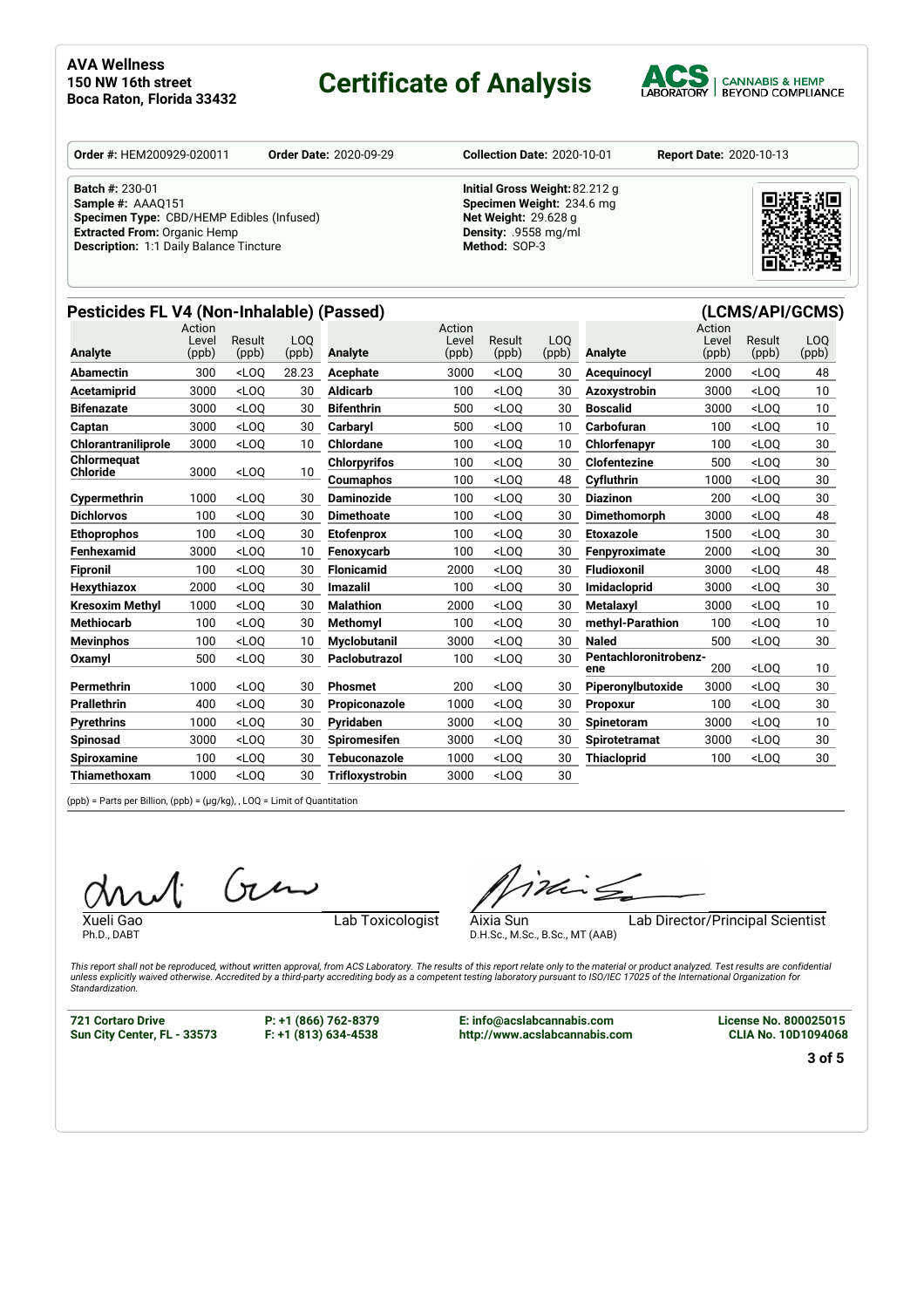**AVA Wellness**
**150 NW 16th street**
**Boca Raton, Florida 33432**

# Certificate of Analysis

ACS LABORATORY | CANNABIS & HEMP BEYOND COMPLIANCE

**Order #:** HEM200929-020011 **Order Date:** 2020-09-29 **Collection Date:** 2020-10-01 **Report Date:** 2020-10-13

**Batch #:** 230-01
**Sample #:** AAAQ151
**Specimen Type:** CBD/HEMP Edibles (Infused)
**Extracted From:** Organic Hemp
**Description:** 1:1 Daily Balance Tincture

**Initial Gross Weight:** 82.212 g
**Specimen Weight:** 234.6 mg
**Net Weight:** 29.628 g
**Density:** .9558 mg/ml
**Method:** SOP-3

## Pesticides FL V4 (Non-Inhalable) (Passed) (LCMS/API/GCMS)

| Analyte | Action Level (ppb) | Result (ppb) | LOQ (ppb) | Analyte | Action Level (ppb) | Result (ppb) | LOQ (ppb) | Analyte | Action Level (ppb) | Result (ppb) | LOQ (ppb) |
|---|---|---|---|---|---|---|---|---|---|---|---|
| **Abamectin** | 300 | <LOQ | 28.23 | **Acephate** | 3000 | <LOQ | 30 | **Acequinocyl** | 2000 | <LOQ | 48 |
| **Acetamiprid** | 3000 | <LOQ | 30 | **Aldicarb** | 100 | <LOQ | 30 | **Azoxystrobin** | 3000 | <LOQ | 10 |
| **Bifenazate** | 3000 | <LOQ | 30 | **Bifenthrin** | 500 | <LOQ | 30 | **Boscalid** | 3000 | <LOQ | 10 |
| **Captan** | 3000 | <LOQ | 30 | **Carbaryl** | 500 | <LOQ | 10 | **Carbofuran** | 100 | <LOQ | 10 |
| **Chlorantraniliprole** | 3000 | <LOQ | 10 | **Chlordane** | 100 | <LOQ | 10 | **Chlorfenapyr** | 100 | <LOQ | 30 |
| **Chlormequat Chloride** | 3000 | <LOQ | 10 | **Chlorpyrifos** | 100 | <LOQ | 30 | **Clofentezine** | 500 | <LOQ | 30 |
| | | | | **Coumaphos** | 100 | <LOQ | 48 | **Cyfluthrin** | 1000 | <LOQ | 30 |
| **Cypermethrin** | 1000 | <LOQ | 30 | **Daminozide** | 100 | <LOQ | 30 | **Diazinon** | 200 | <LOQ | 30 |
| **Dichlorvos** | 100 | <LOQ | 30 | **Dimethoate** | 100 | <LOQ | 30 | **Dimethomorph** | 3000 | <LOQ | 48 |
| **Ethoprophos** | 100 | <LOQ | 30 | **Etofenprox** | 100 | <LOQ | 30 | **Etoxazole** | 1500 | <LOQ | 30 |
| **Fenhexamid** | 3000 | <LOQ | 10 | **Fenoxycarb** | 100 | <LOQ | 30 | **Fenpyroximate** | 2000 | <LOQ | 30 |
| **Fipronil** | 100 | <LOQ | 30 | **Flonicamid** | 2000 | <LOQ | 30 | **Fludioxonil** | 3000 | <LOQ | 48 |
| **Hexythiazox** | 2000 | <LOQ | 30 | **Imazalil** | 100 | <LOQ | 30 | **Imidacloprid** | 3000 | <LOQ | 30 |
| **Kresoxim Methyl** | 1000 | <LOQ | 30 | **Malathion** | 2000 | <LOQ | 30 | **Metalaxyl** | 3000 | <LOQ | 10 |
| **Methiocarb** | 100 | <LOQ | 30 | **Methomyl** | 100 | <LOQ | 30 | **methyl-Parathion** | 100 | <LOQ | 10 |
| **Mevinphos** | 100 | <LOQ | 10 | **Myclobutanil** | 3000 | <LOQ | 30 | **Naled** | 500 | <LOQ | 30 |
| **Oxamyl** | 500 | <LOQ | 30 | **Paclobutrazol** | 100 | <LOQ | 30 | **Pentachloronitrobenzene** | 200 | <LOQ | 10 |
| **Permethrin** | 1000 | <LOQ | 30 | **Phosmet** | 200 | <LOQ | 30 | **Piperonylbutoxide** | 3000 | <LOQ | 30 |
| **Prallethrin** | 400 | <LOQ | 30 | **Propiconazole** | 1000 | <LOQ | 30 | **Propoxur** | 100 | <LOQ | 30 |
| **Pyrethrins** | 1000 | <LOQ | 30 | **Pyridaben** | 3000 | <LOQ | 30 | **Spinetoram** | 3000 | <LOQ | 10 |
| **Spinosad** | 3000 | <LOQ | 30 | **Spiromesifen** | 3000 | <LOQ | 30 | **Spirotetramat** | 3000 | <LOQ | 30 |
| **Spiroxamine** | 100 | <LOQ | 30 | **Tebuconazole** | 1000 | <LOQ | 30 | **Thiacloprid** | 100 | <LOQ | 30 |
| **Thiamethoxam** | 1000 | <LOQ | 30 | **Trifloxystrobin** | 3000 | <LOQ | 30 | | | | |

(ppb) = Parts per Billion, (ppb) = (µg/kg), , LOQ = Limit of Quantitation

Xueli Gao
Ph.D., DABT
Lab Toxicologist

Aixia Sun
D.H.Sc., M.Sc., B.Sc., MT (AAB)
Lab Director/Principal Scientist

*This report shall not be reproduced, without written approval, from ACS Laboratory. The results of this report relate only to the material or product analyzed. Test results are confidential unless explicitly waived otherwise. Accredited by a third-party accrediting body as a competent testing laboratory pursuant to ISO/IEC 17025 of the International Organization for Standardization.*

**721 Cortaro Drive**
**Sun City Center, FL - 33573**

**P: +1 (866) 762-8379**
**F: +1 (813) 634-4538**

**E: info@acslabcannabis.com**
**http://www.acslabcannabis.com**

**License No. 800025015**
**CLIA No. 10D1094068**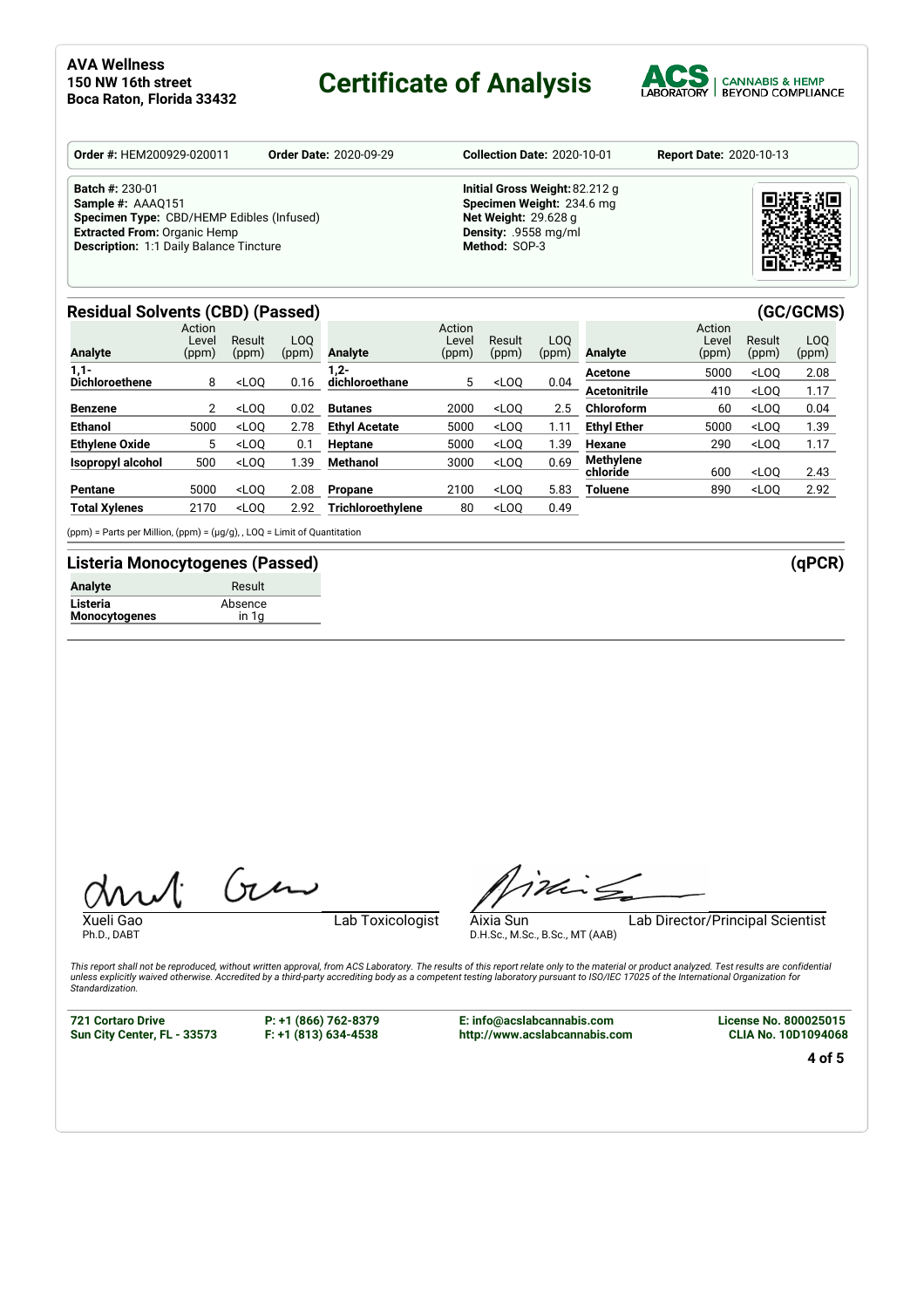**AVA Wellness**
**150 NW 16th street**
**Boca Raton, Florida 33432**

# Certificate of Analysis

ACS LABORATORY | CANNABIS & HEMP BEYOND COMPLIANCE

**Order #:** HEM200929-020011 **Order Date:** 2020-09-29 **Collection Date:** 2020-10-01 **Report Date:** 2020-10-13

**Batch #:** 230-01
**Sample #:** AAAQ151
**Specimen Type:** CBD/HEMP Edibles (Infused)
**Extracted From:** Organic Hemp
**Description:** 1:1 Daily Balance Tincture

**Initial Gross Weight:** 82.212 g
**Specimen Weight:** 234.6 mg
**Net Weight:** 29.628 g
**Density:** .9558 mg/ml
**Method:** SOP-3

## Residual Solvents (CBD) (Passed) (GC/GCMS)

| Analyte | Action Level (ppm) | Result (ppm) | LOQ (ppm) | Analyte | Action Level (ppm) | Result (ppm) | LOQ (ppm) | Analyte | Action Level (ppm) | Result (ppm) | LOQ (ppm) |
|---|---|---|---|---|---|---|---|---|---|---|---|
| **1,1-Dichloroethene** | 8 | <LOQ | 0.16 | **1,2-dichloroethane** | 5 | <LOQ | 0.04 | **Acetone** | 5000 | <LOQ | 2.08 |
| | | | | | | | | **Acetonitrile** | 410 | <LOQ | 1.17 |
| **Benzene** | 2 | <LOQ | 0.02 | **Butanes** | 2000 | <LOQ | 2.5 | **Chloroform** | 60 | <LOQ | 0.04 |
| **Ethanol** | 5000 | <LOQ | 2.78 | **Ethyl Acetate** | 5000 | <LOQ | 1.11 | **Ethyl Ether** | 5000 | <LOQ | 1.39 |
| **Ethylene Oxide** | 5 | <LOQ | 0.1 | **Heptane** | 5000 | <LOQ | 1.39 | **Hexane** | 290 | <LOQ | 1.17 |
| **Isopropyl alcohol** | 500 | <LOQ | 1.39 | **Methanol** | 3000 | <LOQ | 0.69 | **Methylene chloride** | 600 | <LOQ | 2.43 |
| **Pentane** | 5000 | <LOQ | 2.08 | **Propane** | 2100 | <LOQ | 5.83 | **Toluene** | 890 | <LOQ | 2.92 |
| **Total Xylenes** | 2170 | <LOQ | 2.92 | **Trichloroethylene** | 80 | <LOQ | 0.49 | | | | |

(ppm) = Parts per Million, (ppm) = (µg/g), , LOQ = Limit of Quantitation

## Listeria Monocytogenes (Passed) (qPCR)

| Analyte | Result |
|---|---|
| **Listeria Monocytogenes** | Absence in 1g |

Xueli Gao
Ph.D., DABT
Lab Toxicologist

Aixia Sun
D.H.Sc., M.Sc., B.Sc., MT (AAB)
Lab Director/Principal Scientist

*This report shall not be reproduced, without written approval, from ACS Laboratory. The results of this report relate only to the material or product analyzed. Test results are confidential unless explicitly waived otherwise. Accredited by a third-party accrediting body as a competent testing laboratory pursuant to ISO/IEC 17025 of the International Organization for Standardization.*

**721 Cortaro Drive**
**Sun City Center, FL - 33573**

**P: +1 (866) 762-8379**
**F: +1 (813) 634-4538**

**E: info@acslabcannabis.com**
**http://www.acslabcannabis.com**

**License No. 800025015**
**CLIA No. 10D1094068**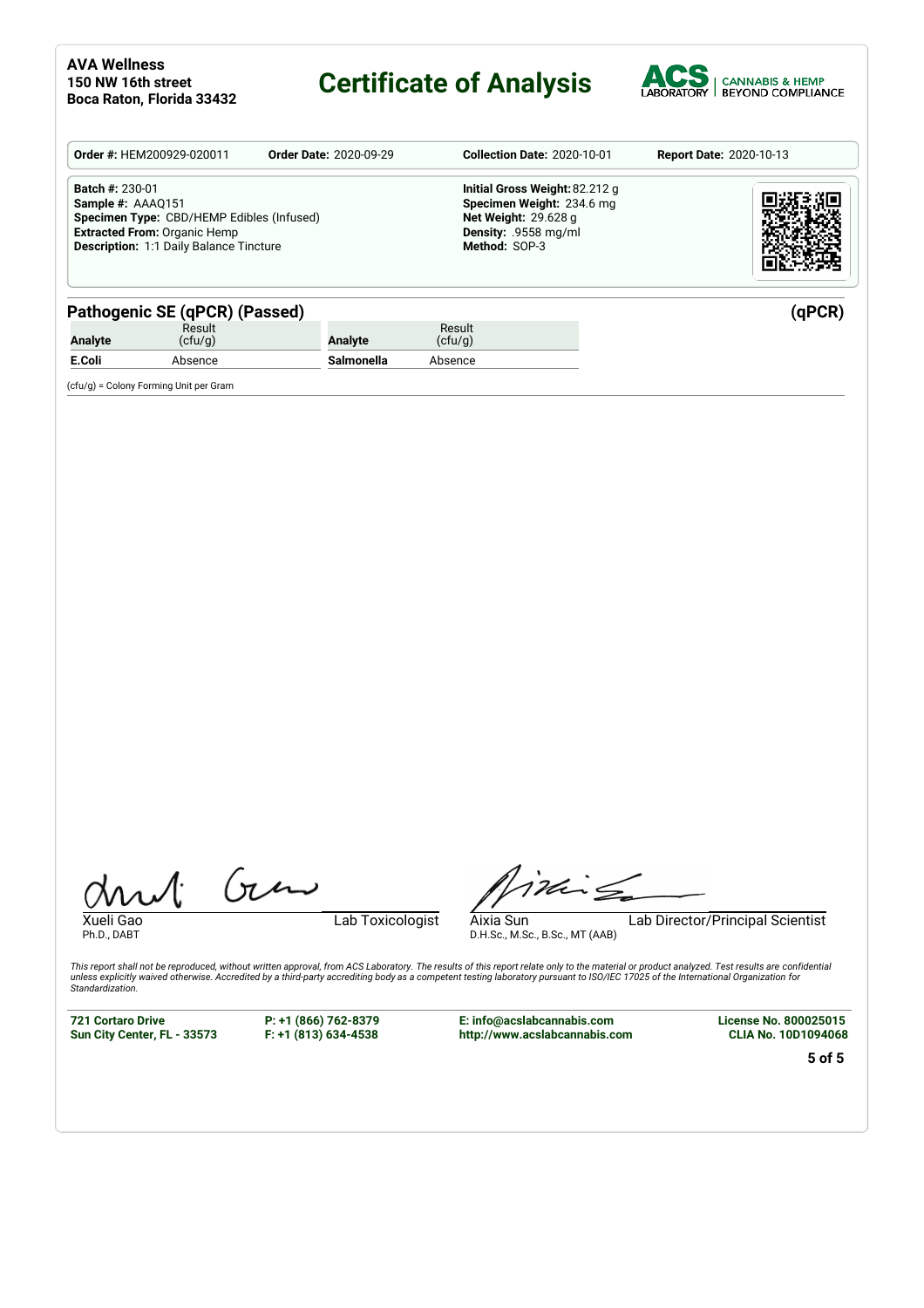**AVA Wellness**
**150 NW 16th street**
**Boca Raton, Florida 33432**

# Certificate of Analysis

ACS LABORATORY | CANNABIS & HEMP BEYOND COMPLIANCE

| **Order #:** HEM200929-020011 | **Order Date:** 2020-09-29 | **Collection Date:** 2020-10-01 | **Report Date:** 2020-10-13 |
|---|---|---|---|

**Batch #:** 230-01
**Sample #:** AAAQ151
**Specimen Type:** CBD/HEMP Edibles (Infused)
**Extracted From:** Organic Hemp
**Description:** 1:1 Daily Balance Tincture

**Initial Gross Weight:** 82.212 g
**Specimen Weight:** 234.6 mg
**Net Weight:** 29.628 g
**Density:** .9558 mg/ml
**Method:** SOP-3

## Pathogenic SE (qPCR) (Passed)

**(qPCR)**

| Analyte | Result (cfu/g) | Analyte | Result (cfu/g) |
|---|---|---|---|
| **E.Coli** | Absence | **Salmonella** | Absence |

(cfu/g) = Colony Forming Unit per Gram

Xueli Gao
Ph.D., DABT
Lab Toxicologist

Aixia Sun
D.H.Sc., M.Sc., B.Sc., MT (AAB)
Lab Director/Principal Scientist

*This report shall not be reproduced, without written approval, from ACS Laboratory. The results of this report relate only to the material or product analyzed. Test results are confidential unless explicitly waived otherwise. Accredited by a third-party accrediting body as a competent testing laboratory pursuant to ISO/IEC 17025 of the International Organization for Standardization.*

**721 Cortaro Drive**
**Sun City Center, FL - 33573**

**P: +1 (866) 762-8379**
**F: +1 (813) 634-4538**

**E: info@acslabcannabis.com**
**http://www.acslabcannabis.com**

**License No. 800025015**
**CLIA No. 10D1094068**